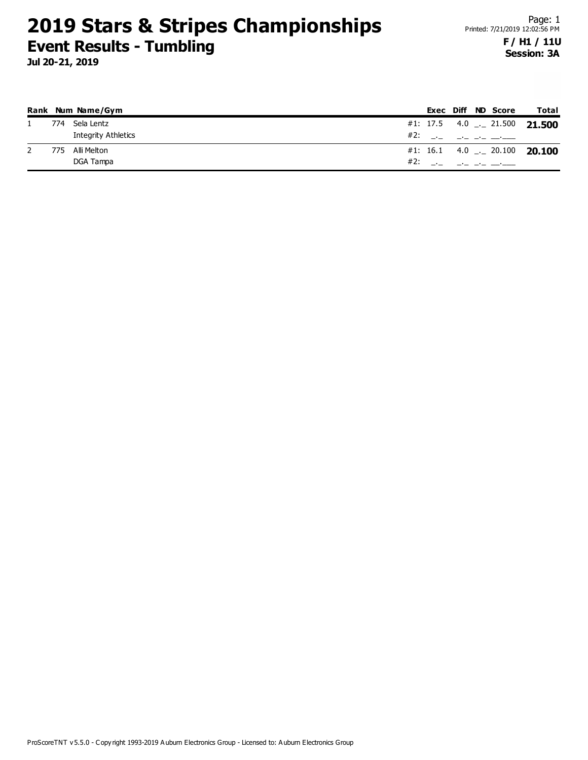# 2019 Stars & Stripes Championships

## Event Results - Tumbling

**Jul 20-21, 2019**

Printed: 7/21/2019 12:02:56 PM

**F / H1 / 11U**
**Session: 3A**

| Rank | Num | Name/Gym | | Exec | Diff | ND | Score | Total |
|---|---|---|---|---|---|---|---|---|
| 1 | 774 | Sela Lentz | #1: | 17.5 | 4.0 | _._ | 21.500 | **21.500** |
| | | Integrity Athletics | #2: | _._ | _._ | _._ | __.___ | |
| 2 | 775 | Alli Melton | #1: | 16.1 | 4.0 | _._ | 20.100 | **20.100** |
| | | DGA Tampa | #2: | _._ | _._ | _._ | __.___ | |

ProScoreTNT v5.5.0 - Copyright 1993-2019 Auburn Electronics Group - Licensed to: Auburn Electronics Group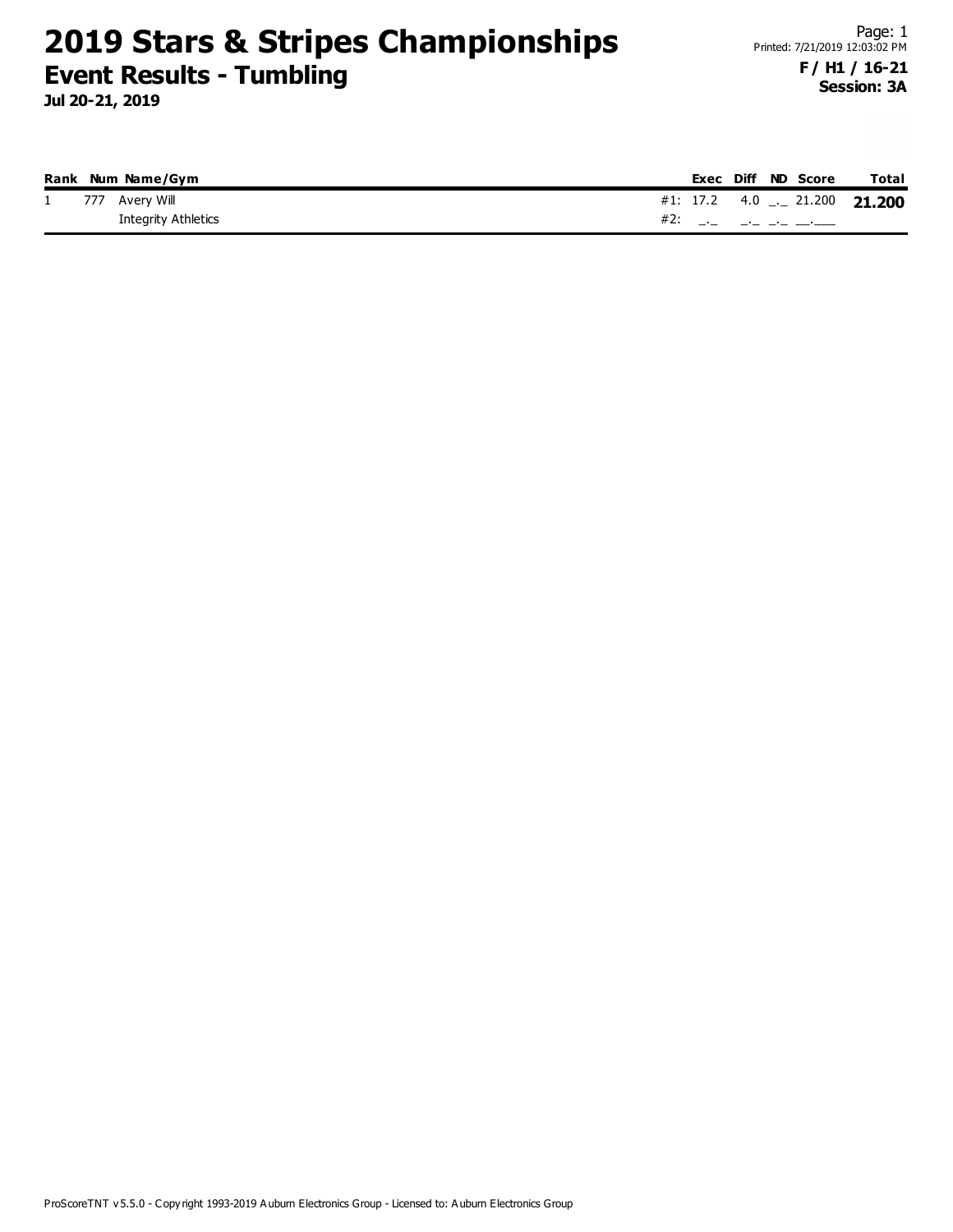# 2019 Stars & Stripes Championships

## Event Results - Tumbling

**Jul 20-21, 2019**

Page: 1
Printed: 7/21/2019 12:03:02 PM

**F / H1 / 16-21**
**Session: 3A**

| Rank | Num | Name/Gym | | Exec | Diff | ND | Score | Total |
|---|---|---|---|---|---|---|---|---|
| 1 | 777 | Avery Will | #1: | 17.2 | 4.0 | _._ | 21.200 | **21.200** |
| | | Integrity Athletics | #2: | _._ | _._ | _._ | __.___ | |

ProScoreTNT v5.5.0 - Copyright 1993-2019 Auburn Electronics Group - Licensed to: Auburn Electronics Group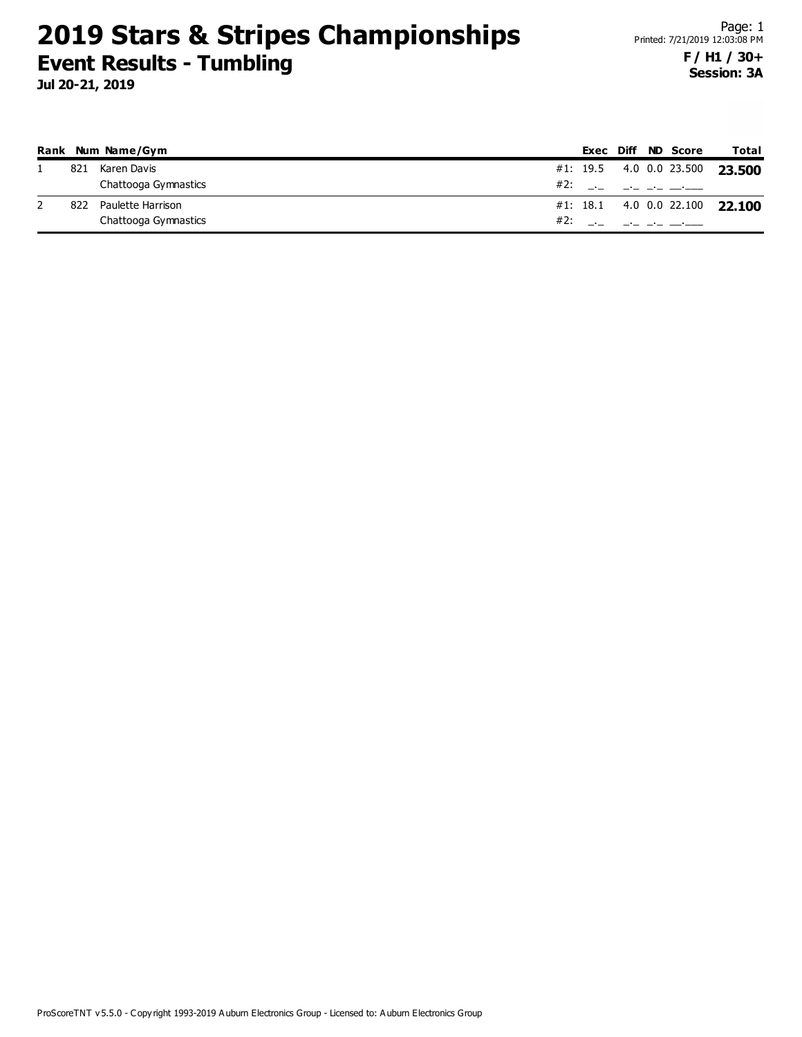# 2019 Stars & Stripes Championships
## Event Results - Tumbling
**Jul 20-21, 2019**

Page: 1
Printed: 7/21/2019 12:03:08 PM
**F / H1 / 30+**
**Session: 3A**

| Rank | Num | Name/Gym | | Exec | Diff | ND | Score | Total |
|---|---|---|---|---|---|---|---|---|
| 1 | 821 | Karen Davis | #1: | 19.5 | 4.0 | 0.0 | 23.500 | **23.500** |
| | | Chattooga Gymnastics | #2: | _._ | _._ | _._ | __.___ | |
| 2 | 822 | Paulette Harrison | #1: | 18.1 | 4.0 | 0.0 | 22.100 | **22.100** |
| | | Chattooga Gymnastics | #2: | _._ | _._ | _._ | __.___ | |

ProScoreTNT v5.5.0 - Copyright 1993-2019 Auburn Electronics Group - Licensed to: Auburn Electronics Group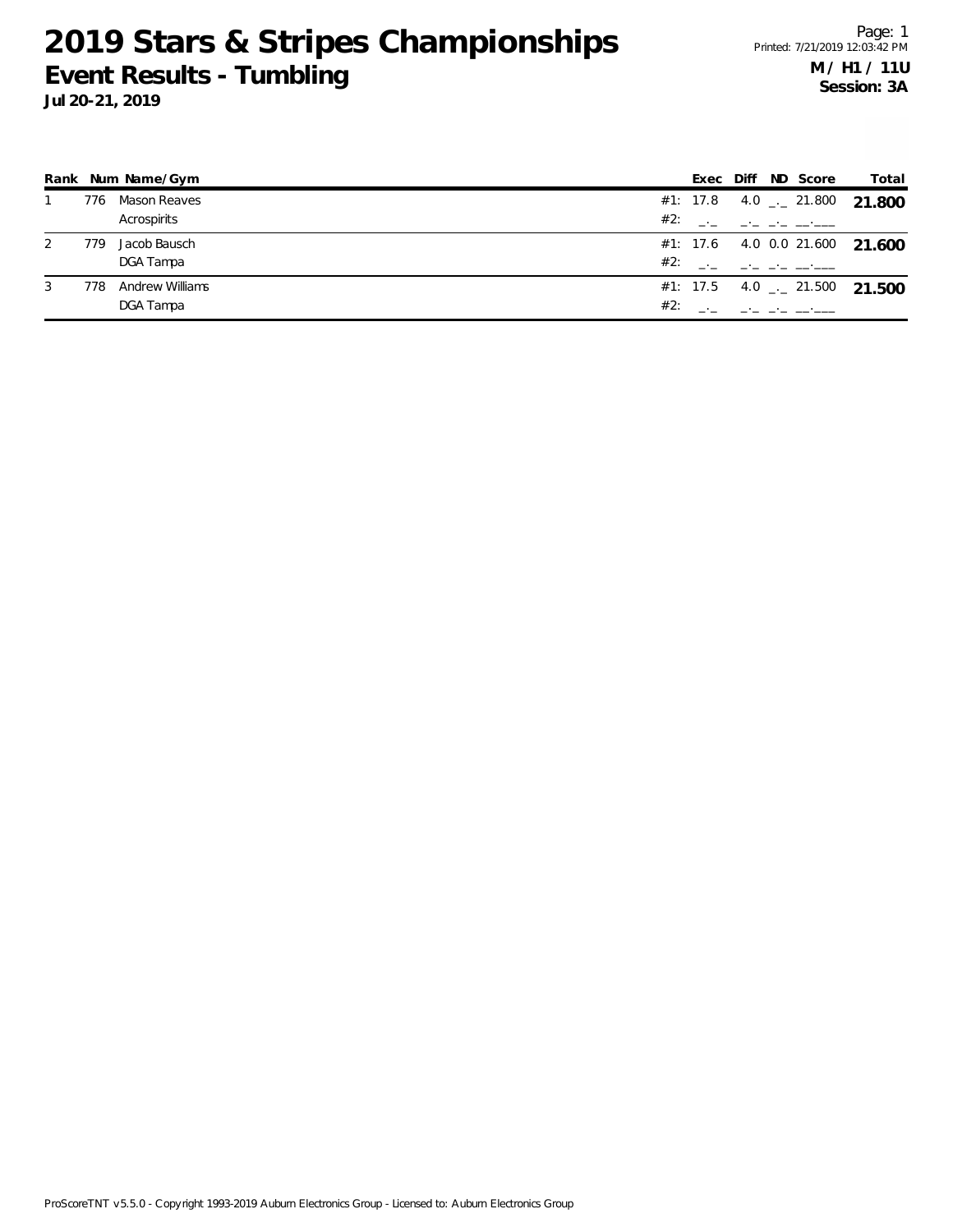# 2019 Stars & Stripes Championships

## Event Results - Tumbling

**Jul 20-21, 2019**

Page: 1
Printed: 7/21/2019 12:03:42 PM

**M / H1 / 11U**
**Session: 3A**

| Rank | Num | Name/Gym | | Exec | Diff | ND | Score | Total |
|---|---|---|---|---|---|---|---|---|
| 1 | 776 | Mason Reaves | #1: | 17.8 | 4.0 | _._ | 21.800 | **21.800** |
| | | Acrospirits | #2: | _._ | _._ | _._ | __.___ | |
| 2 | 779 | Jacob Bausch | #1: | 17.6 | 4.0 | 0.0 | 21.600 | **21.600** |
| | | DGA Tampa | #2: | _._ | _._ | _._ | __.___ | |
| 3 | 778 | Andrew Williams | #1: | 17.5 | 4.0 | _._ | 21.500 | **21.500** |
| | | DGA Tampa | #2: | _._ | _._ | _._ | __.___ | |

ProScoreTNT v5.5.0 - Copyright 1993-2019 Auburn Electronics Group - Licensed to: Auburn Electronics Group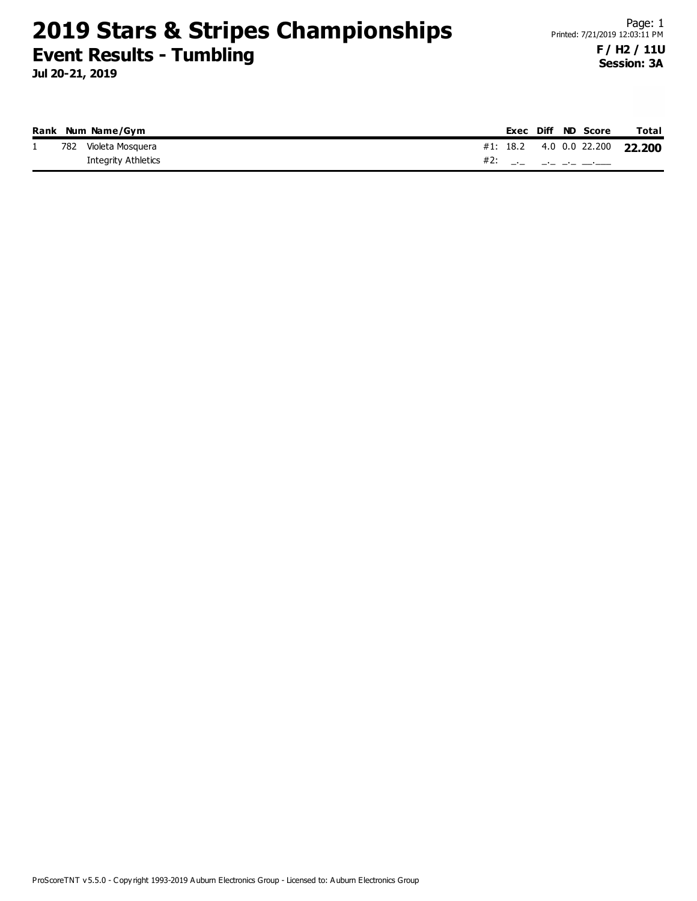# 2019 Stars & Stripes Championships

## Event Results - Tumbling

**Jul 20-21, 2019**

Printed: 7/21/2019 12:03:11 PM

**F / H2 / 11U**
**Session: 3A**

| Rank | Num | Name/Gym | | Exec | Diff | ND | Score | Total |
|---|---|---|---|---|---|---|---|---|
| 1 | 782 | Violeta Mosquera | #1: | 18.2 | 4.0 | 0.0 | 22.200 | **22.200** |
| | | Integrity Athletics | #2: | _._ | _._ | _._ | __.___ | |

ProScoreTNT v5.5.0 - Copyright 1993-2019 Auburn Electronics Group - Licensed to: Auburn Electronics Group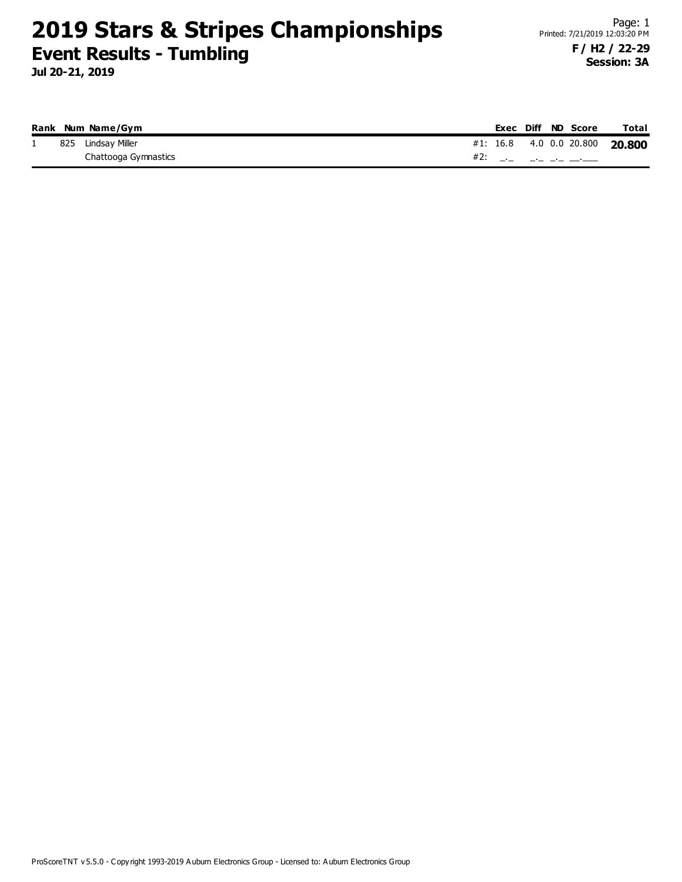# 2019 Stars & Stripes Championships

## Event Results - Tumbling

**Jul 20-21, 2019**

Page: 1
Printed: 7/21/2019 12:03:20 PM

**F / H2 / 22-29**
**Session: 3A**

| Rank | Num | Name/Gym | | Exec | Diff | ND | Score | Total |
|---|---|---|---|---|---|---|---|---|
| 1 | 825 | Lindsay Miller | #1: | 16.8 | 4.0 | 0.0 | 20.800 | **20.800** |
| | | Chattooga Gymnastics | #2: | _._ | _._ | _._ | __.___ | |

ProScoreTNT v5.5.0 - Copyright 1993-2019 Auburn Electronics Group - Licensed to: Auburn Electronics Group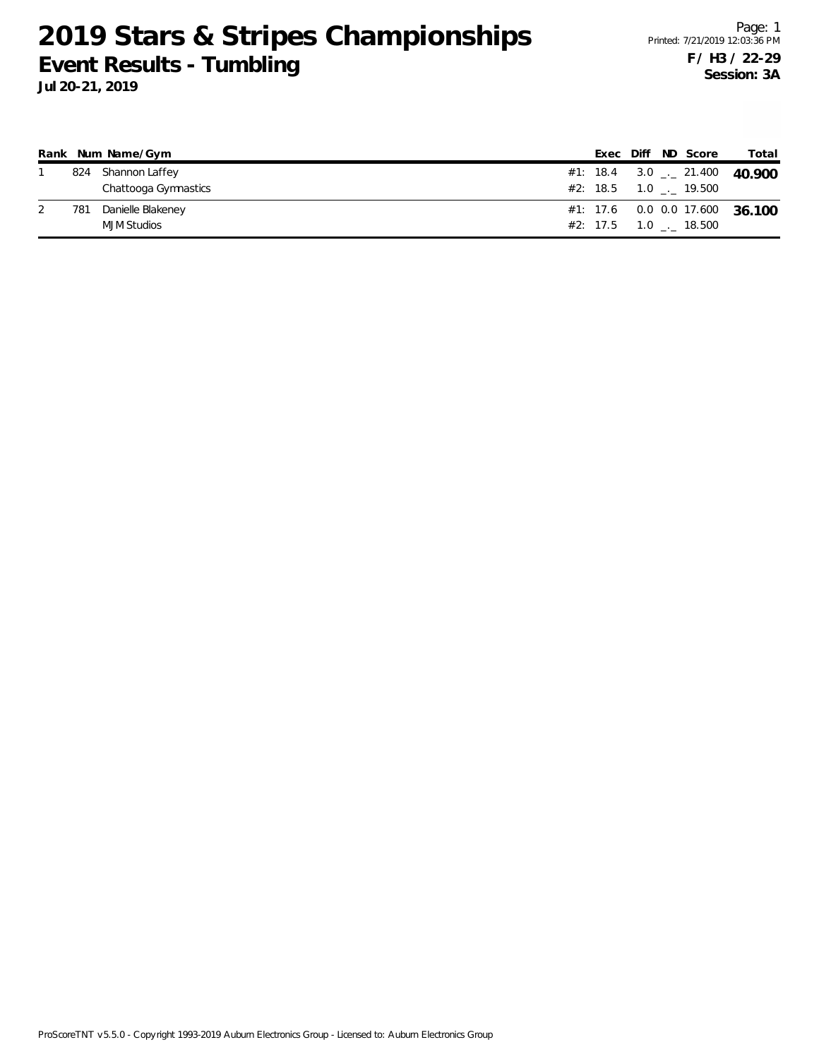# 2019 Stars & Stripes Championships

## Event Results - Tumbling

**Jul 20-21, 2019**

Page: 1
Printed: 7/21/2019 12:03:36 PM

**F / H3 / 22-29**
**Session: 3A**

| Rank | Num | Name/Gym | | Exec | Diff | ND | Score | Total |
|---|---|---|---|---|---|---|---|---|
| 1 | 824 | Shannon Laffey | #1: | 18.4 | 3.0 | _._ | 21.400 | **40.900** |
| | | Chattooga Gymnastics | #2: | 18.5 | 1.0 | _._ | 19.500 | |
| 2 | 781 | Danielle Blakeney | #1: | 17.6 | 0.0 | 0.0 | 17.600 | **36.100** |
| | | MJM Studios | #2: | 17.5 | 1.0 | _._ | 18.500 | |

ProScoreTNT v5.5.0 - Copyright 1993-2019 Auburn Electronics Group - Licensed to: Auburn Electronics Group